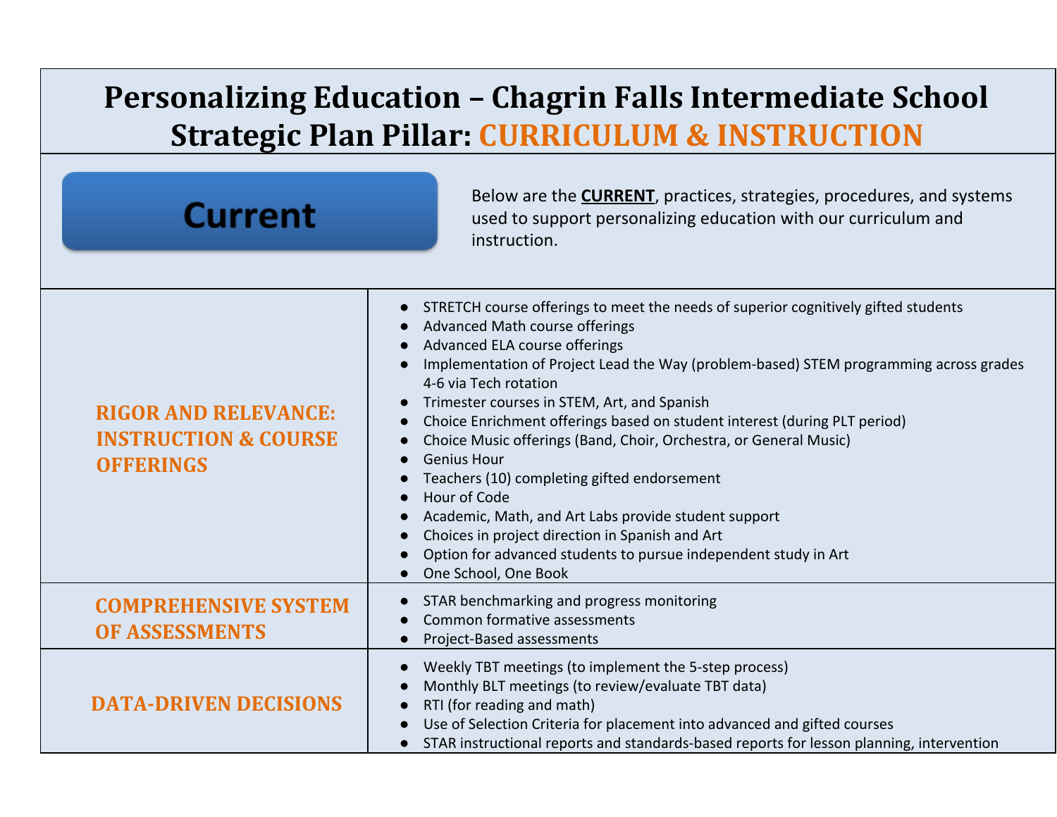# Personalizing Education – Chagrin Falls Intermediate School
## Strategic Plan Pillar: CURRICULUM & INSTRUCTION

**Current**

Below are the **CURRENT**, practices, strategies, procedures, and systems used to support personalizing education with our curriculum and instruction.

| Area | Current Practices |
|---|---|
| **RIGOR AND RELEVANCE: INSTRUCTION & COURSE OFFERINGS** | ● STRETCH course offerings to meet the needs of superior cognitively gifted students<br>● Advanced Math course offerings<br>● Advanced ELA course offerings<br>● Implementation of Project Lead the Way (problem-based) STEM programming across grades 4-6 via Tech rotation<br>● Trimester courses in STEM, Art, and Spanish<br>● Choice Enrichment offerings based on student interest (during PLT period)<br>● Choice Music offerings (Band, Choir, Orchestra, or General Music)<br>● Genius Hour<br>● Teachers (10) completing gifted endorsement<br>● Hour of Code<br>● Academic, Math, and Art Labs provide student support<br>● Choices in project direction in Spanish and Art<br>● Option for advanced students to pursue independent study in Art<br>● One School, One Book |
| **COMPREHENSIVE SYSTEM OF ASSESSMENTS** | ● STAR benchmarking and progress monitoring<br>● Common formative assessments<br>● Project-Based assessments |
| **DATA-DRIVEN DECISIONS** | ● Weekly TBT meetings (to implement the 5-step process)<br>● Monthly BLT meetings (to review/evaluate TBT data)<br>● RTI (for reading and math)<br>● Use of Selection Criteria for placement into advanced and gifted courses<br>● STAR instructional reports and standards-based reports for lesson planning, intervention |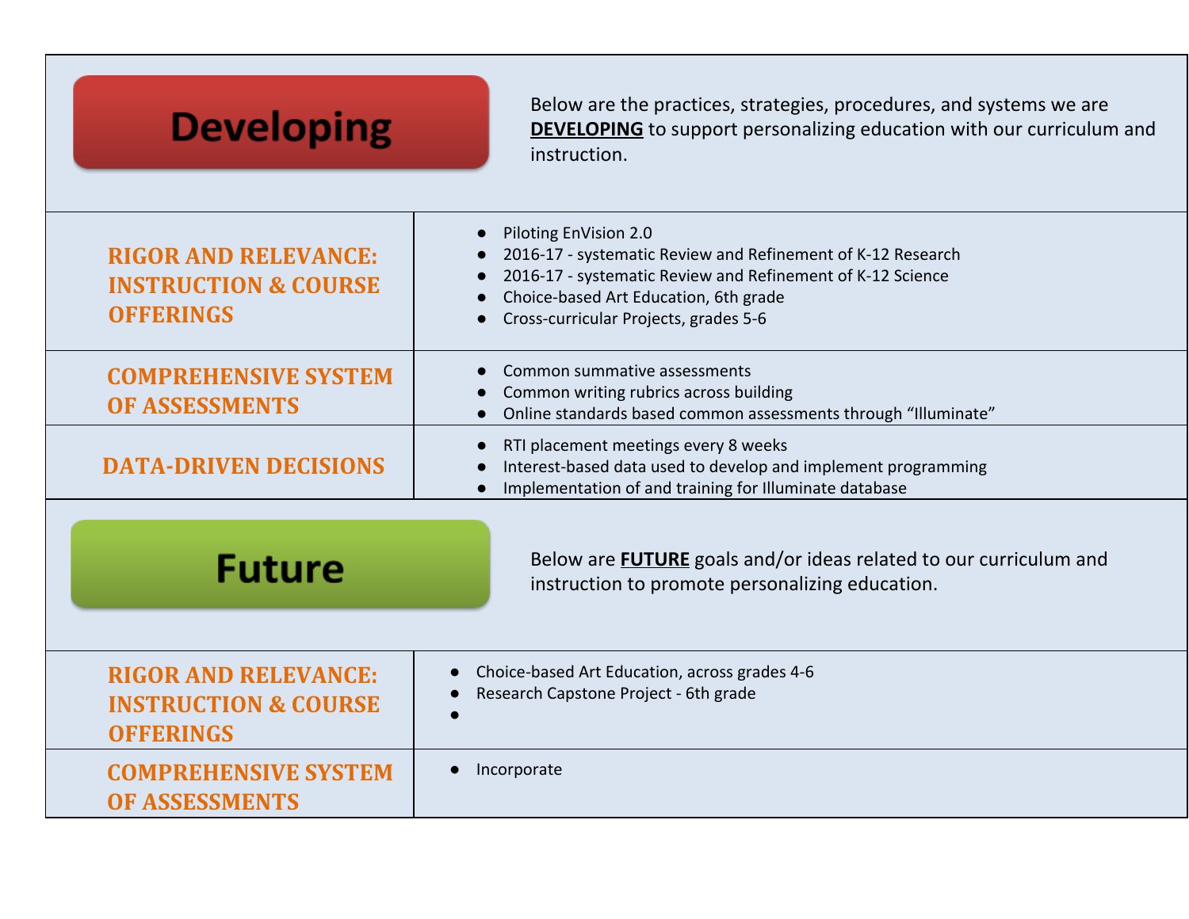| **Developing** | Below are the practices, strategies, procedures, and systems we are **DEVELOPING** to support personalizing education with our curriculum and instruction. |
|---|---|
| **RIGOR AND RELEVANCE: INSTRUCTION & COURSE OFFERINGS** | • Piloting EnVision 2.0<br>• 2016-17 - systematic Review and Refinement of K-12 Research<br>• 2016-17 - systematic Review and Refinement of K-12 Science<br>• Choice-based Art Education, 6th grade<br>• Cross-curricular Projects, grades 5-6 |
| **COMPREHENSIVE SYSTEM OF ASSESSMENTS** | • Common summative assessments<br>• Common writing rubrics across building<br>• Online standards based common assessments through "Illuminate" |
| **DATA-DRIVEN DECISIONS** | • RTI placement meetings every 8 weeks<br>• Interest-based data used to develop and implement programming<br>• Implementation of and training for Illuminate database |
| **Future** | Below are **FUTURE** goals and/or ideas related to our curriculum and instruction to promote personalizing education. |
| **RIGOR AND RELEVANCE: INSTRUCTION & COURSE OFFERINGS** | • Choice-based Art Education, across grades 4-6<br>• Research Capstone Project - 6th grade<br>• |
| **COMPREHENSIVE SYSTEM OF ASSESSMENTS** | • Incorporate |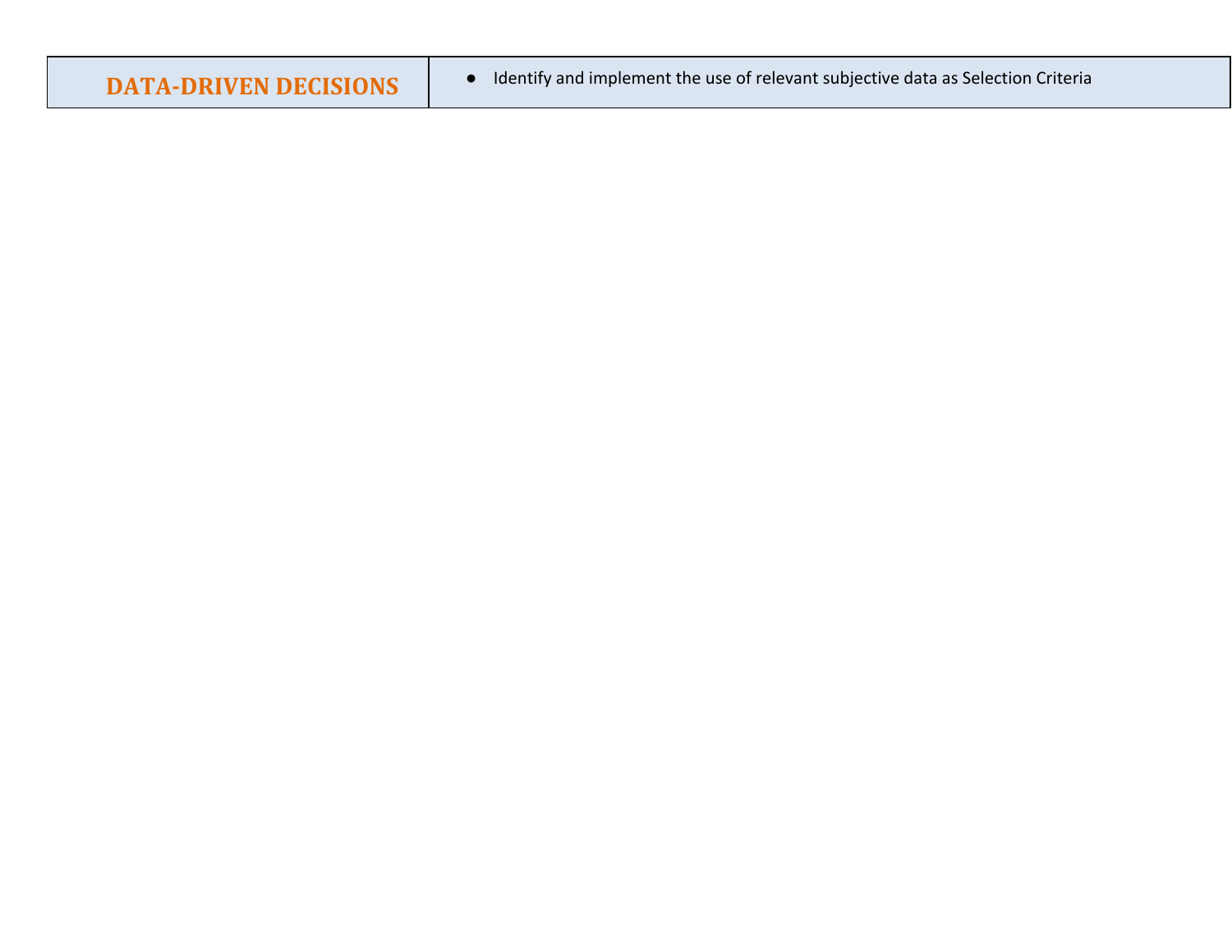| | |
|---|---|
| **DATA-DRIVEN DECISIONS** | • Identify and implement the use of relevant subjective data as Selection Criteria |